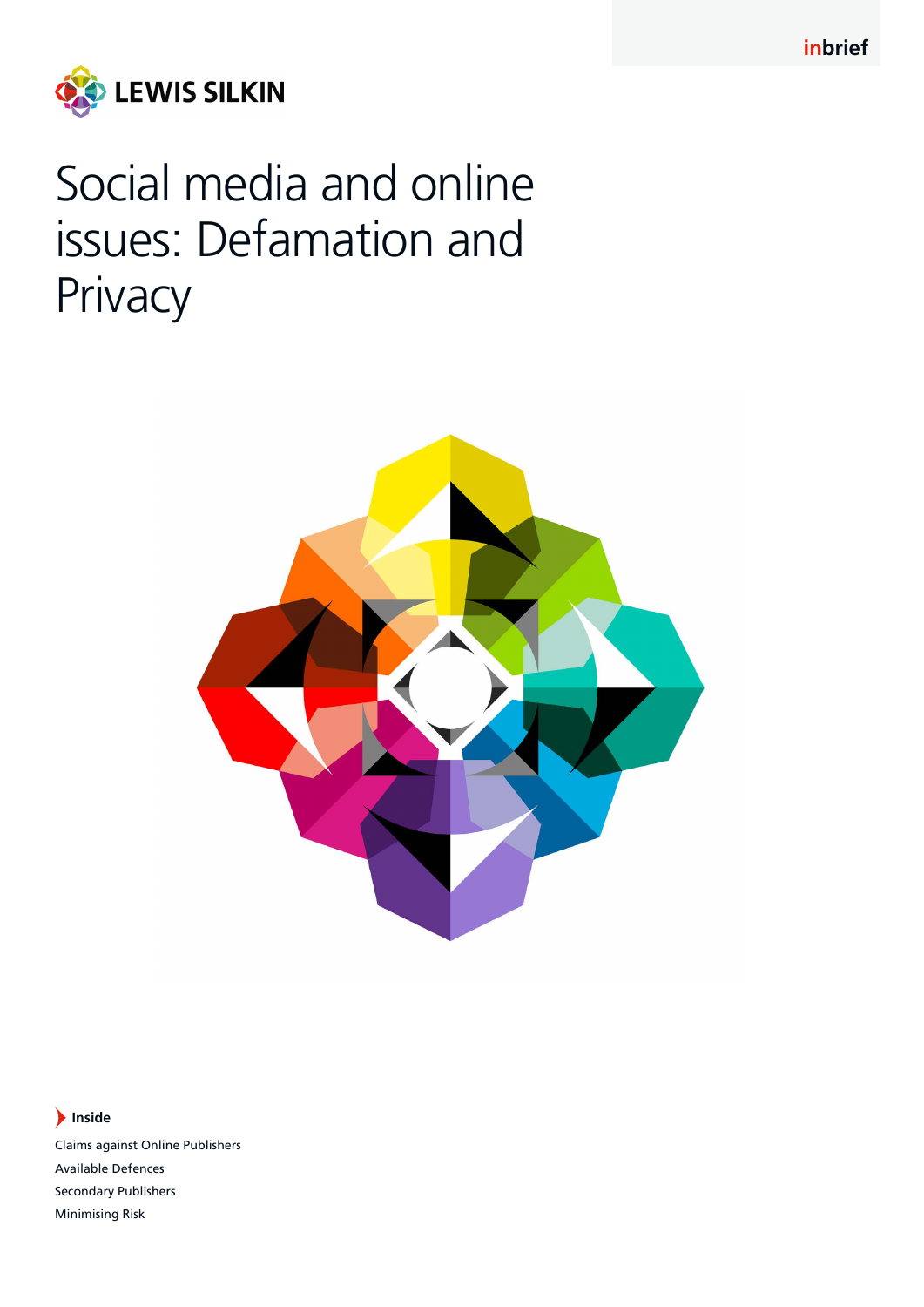inbrief

LEWIS SILKIN

# Social media and online issues: Defamation and Privacy

**Inside**

Claims against Online Publishers

Available Defences

Secondary Publishers

Minimising Risk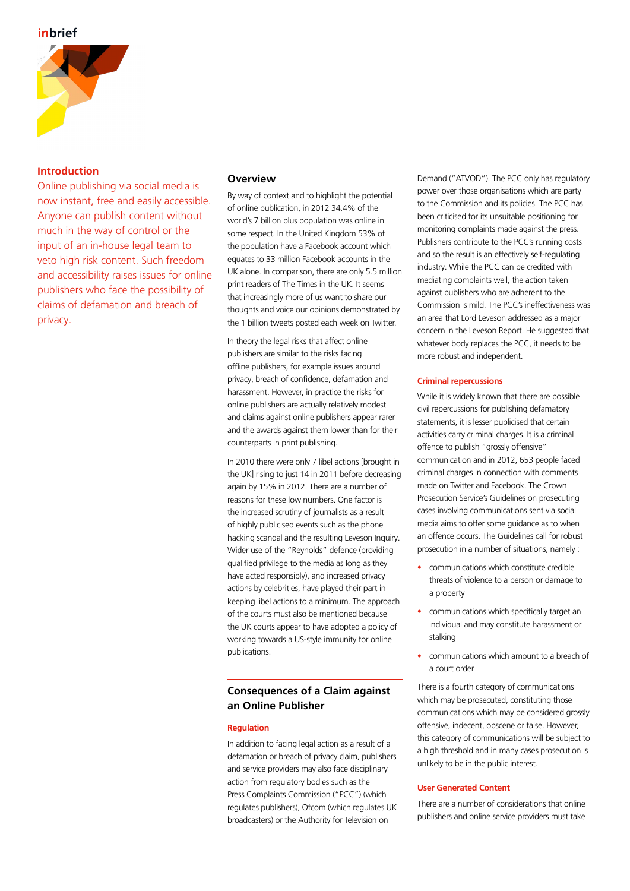## Introduction

Online publishing via social media is now instant, free and easily accessible. Anyone can publish content without much in the way of control or the input of an in-house legal team to veto high risk content. Such freedom and accessibility raises issues for online publishers who face the possibility of claims of defamation and breach of privacy.

## Overview

By way of context and to highlight the potential of online publication, in 2012 34.4% of the world's 7 billion plus population was online in some respect. In the United Kingdom 53% of the population have a Facebook account which equates to 33 million Facebook accounts in the UK alone. In comparison, there are only 5.5 million print readers of The Times in the UK. It seems that increasingly more of us want to share our thoughts and voice our opinions demonstrated by the 1 billion tweets posted each week on Twitter.

In theory the legal risks that affect online publishers are similar to the risks facing offline publishers, for example issues around privacy, breach of confidence, defamation and harassment. However, in practice the risks for online publishers are actually relatively modest and claims against online publishers appear rarer and the awards against them lower than for their counterparts in print publishing.

In 2010 there were only 7 libel actions [brought in the UK] rising to just 14 in 2011 before decreasing again by 15% in 2012. There are a number of reasons for these low numbers. One factor is the increased scrutiny of journalists as a result of highly publicised events such as the phone hacking scandal and the resulting Leveson Inquiry. Wider use of the "Reynolds" defence (providing qualified privilege to the media as long as they have acted responsibly), and increased privacy actions by celebrities, have played their part in keeping libel actions to a minimum. The approach of the courts must also be mentioned because the UK courts appear to have adopted a policy of working towards a US-style immunity for online publications.

## Consequences of a Claim against an Online Publisher

### Regulation

In addition to facing legal action as a result of a defamation or breach of privacy claim, publishers and service providers may also face disciplinary action from regulatory bodies such as the Press Complaints Commission ("PCC") (which regulates publishers), Ofcom (which regulates UK broadcasters) or the Authority for Television on Demand ("ATVOD"). The PCC only has regulatory power over those organisations which are party to the Commission and its policies. The PCC has been criticised for its unsuitable positioning for monitoring complaints made against the press. Publishers contribute to the PCC's running costs and so the result is an effectively self-regulating industry. While the PCC can be credited with mediating complaints well, the action taken against publishers who are adherent to the Commission is mild. The PCC's ineffectiveness was an area that Lord Leveson addressed as a major concern in the Leveson Report. He suggested that whatever body replaces the PCC, it needs to be more robust and independent.

### Criminal repercussions

While it is widely known that there are possible civil repercussions for publishing defamatory statements, it is lesser publicised that certain activities carry criminal charges. It is a criminal offence to publish "grossly offensive" communication and in 2012, 653 people faced criminal charges in connection with comments made on Twitter and Facebook. The Crown Prosecution Service's Guidelines on prosecuting cases involving communications sent via social media aims to offer some guidance as to when an offence occurs. The Guidelines call for robust prosecution in a number of situations, namely :

- communications which constitute credible threats of violence to a person or damage to a property
- communications which specifically target an individual and may constitute harassment or stalking
- communications which amount to a breach of a court order

There is a fourth category of communications which may be prosecuted, constituting those communications which may be considered grossly offensive, indecent, obscene or false. However, this category of communications will be subject to a high threshold and in many cases prosecution is unlikely to be in the public interest.

### User Generated Content

There are a number of considerations that online publishers and online service providers must take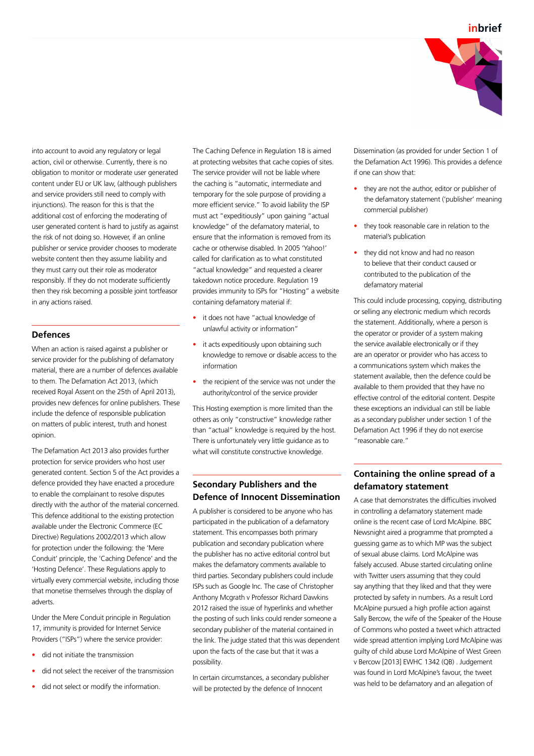into account to avoid any regulatory or legal action, civil or otherwise. Currently, there is no obligation to monitor or moderate user generated content under EU or UK law, (although publishers and service providers still need to comply with injunctions). The reason for this is that the additional cost of enforcing the moderating of user generated content is hard to justify as against the risk of not doing so. However, if an online publisher or service provider chooses to moderate website content then they assume liability and they must carry out their role as moderator responsibly. If they do not moderate sufficiently then they risk becoming a possible joint tortfeasor in any actions raised.

## Defences

When an action is raised against a publisher or service provider for the publishing of defamatory material, there are a number of defences available to them. The Defamation Act 2013, (which received Royal Assent on the 25th of April 2013), provides new defences for online publishers. These include the defence of responsible publication on matters of public interest, truth and honest opinion.

The Defamation Act 2013 also provides further protection for service providers who host user generated content. Section 5 of the Act provides a defence provided they have enacted a procedure to enable the complainant to resolve disputes directly with the author of the material concerned. This defence additional to the existing protection available under the Electronic Commerce (EC Directive) Regulations 2002/2013 which allow for protection under the following: the 'Mere Conduit' principle, the 'Caching Defence' and the 'Hosting Defence'. These Regulations apply to virtually every commercial website, including those that monetise themselves through the display of adverts.

Under the Mere Conduit principle in Regulation 17, immunity is provided for Internet Service Providers ("ISPs") where the service provider:

- did not initiate the transmission
- did not select the receiver of the transmission
- did not select or modify the information.

The Caching Defence in Regulation 18 is aimed at protecting websites that cache copies of sites. The service provider will not be liable where the caching is "automatic, intermediate and temporary for the sole purpose of providing a more efficient service." To avoid liability the ISP must act "expeditiously" upon gaining "actual knowledge" of the defamatory material, to ensure that the information is removed from its cache or otherwise disabled. In 2005 'Yahoo!' called for clarification as to what constituted "actual knowledge" and requested a clearer takedown notice procedure. Regulation 19 provides immunity to ISPs for "Hosting" a website containing defamatory material if:

- it does not have "actual knowledge of unlawful activity or information"
- it acts expeditiously upon obtaining such knowledge to remove or disable access to the information
- the recipient of the service was not under the authority/control of the service provider

This Hosting exemption is more limited than the others as only "constructive" knowledge rather than "actual" knowledge is required by the host. There is unfortunately very little guidance as to what will constitute constructive knowledge.

## Secondary Publishers and the Defence of Innocent Dissemination

A publisher is considered to be anyone who has participated in the publication of a defamatory statement. This encompasses both primary publication and secondary publication where the publisher has no active editorial control but makes the defamatory comments available to third parties. Secondary publishers could include ISPs such as Google Inc. The case of Christopher Anthony Mcgrath v Professor Richard Dawkins 2012 raised the issue of hyperlinks and whether the posting of such links could render someone a secondary publisher of the material contained in the link. The judge stated that this was dependent upon the facts of the case but that it was a possibility.

In certain circumstances, a secondary publisher will be protected by the defence of Innocent Dissemination (as provided for under Section 1 of the Defamation Act 1996). This provides a defence if one can show that:

- they are not the author, editor or publisher of the defamatory statement ('publisher' meaning commercial publisher)
- they took reasonable care in relation to the material's publication
- they did not know and had no reason to believe that their conduct caused or contributed to the publication of the defamatory material

This could include processing, copying, distributing or selling any electronic medium which records the statement. Additionally, where a person is the operator or provider of a system making the service available electronically or if they are an operator or provider who has access to a communications system which makes the statement available, then the defence could be available to them provided that they have no effective control of the editorial content. Despite these exceptions an individual can still be liable as a secondary publisher under section 1 of the Defamation Act 1996 if they do not exercise "reasonable care."

## Containing the online spread of a defamatory statement

A case that demonstrates the difficulties involved in controlling a defamatory statement made online is the recent case of Lord McAlpine. BBC Newsnight aired a programme that prompted a guessing game as to which MP was the subject of sexual abuse claims. Lord McAlpine was falsely accused. Abuse started circulating online with Twitter users assuming that they could say anything that they liked and that they were protected by safety in numbers. As a result Lord McAlpine pursued a high profile action against Sally Bercow, the wife of the Speaker of the House of Commons who posted a tweet which attracted wide spread attention implying Lord McAlpine was guilty of child abuse Lord McAlpine of West Green v Bercow [2013] EWHC 1342 (QB) . Judgement was found in Lord McAlpine's favour, the tweet was held to be defamatory and an allegation of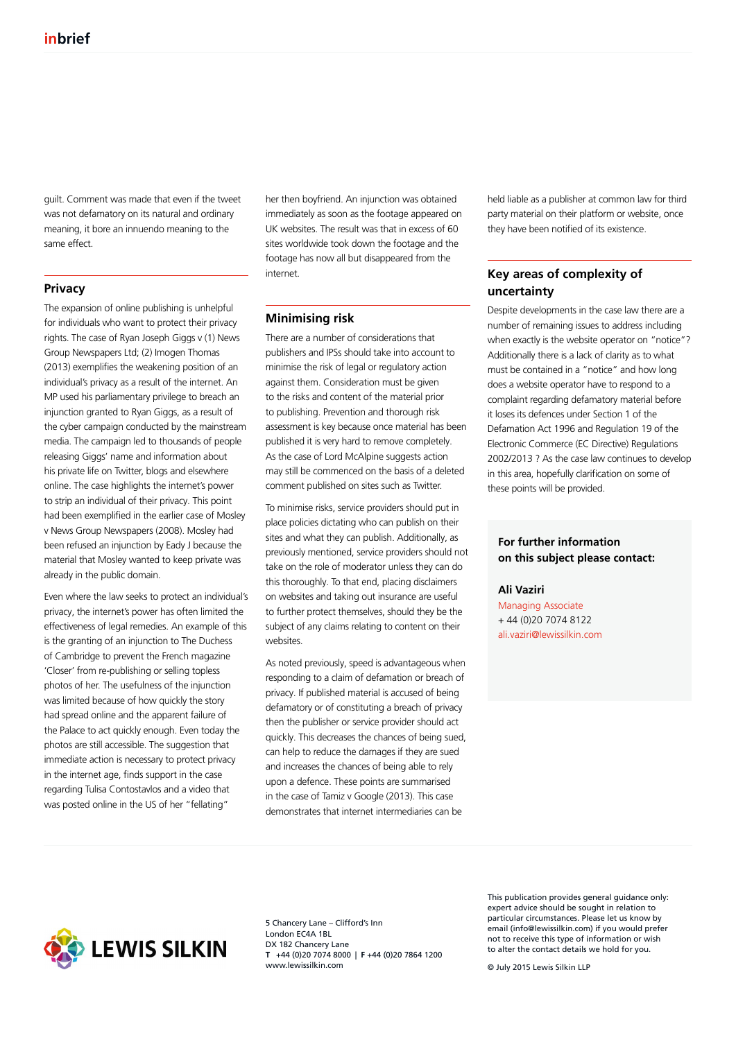guilt. Comment was made that even if the tweet was not defamatory on its natural and ordinary meaning, it bore an innuendo meaning to the same effect.

## Privacy

The expansion of online publishing is unhelpful for individuals who want to protect their privacy rights. The case of Ryan Joseph Giggs v (1) News Group Newspapers Ltd; (2) Imogen Thomas (2013) exemplifies the weakening position of an individual's privacy as a result of the internet. An MP used his parliamentary privilege to breach an injunction granted to Ryan Giggs, as a result of the cyber campaign conducted by the mainstream media. The campaign led to thousands of people releasing Giggs' name and information about his private life on Twitter, blogs and elsewhere online. The case highlights the internet's power to strip an individual of their privacy. This point had been exemplified in the earlier case of Mosley v News Group Newspapers (2008). Mosley had been refused an injunction by Eady J because the material that Mosley wanted to keep private was already in the public domain.

Even where the law seeks to protect an individual's privacy, the internet's power has often limited the effectiveness of legal remedies. An example of this is the granting of an injunction to The Duchess of Cambridge to prevent the French magazine 'Closer' from re-publishing or selling topless photos of her. The usefulness of the injunction was limited because of how quickly the story had spread online and the apparent failure of the Palace to act quickly enough. Even today the photos are still accessible. The suggestion that immediate action is necessary to protect privacy in the internet age, finds support in the case regarding Tulisa Contostavlos and a video that was posted online in the US of her "fellating" her then boyfriend. An injunction was obtained immediately as soon as the footage appeared on UK websites. The result was that in excess of 60 sites worldwide took down the footage and the footage has now all but disappeared from the internet.

## Minimising risk

There are a number of considerations that publishers and IPSs should take into account to minimise the risk of legal or regulatory action against them. Consideration must be given to the risks and content of the material prior to publishing. Prevention and thorough risk assessment is key because once material has been published it is very hard to remove completely. As the case of Lord McAlpine suggests action may still be commenced on the basis of a deleted comment published on sites such as Twitter.

To minimise risks, service providers should put in place policies dictating who can publish on their sites and what they can publish. Additionally, as previously mentioned, service providers should not take on the role of moderator unless they can do this thoroughly. To that end, placing disclaimers on websites and taking out insurance are useful to further protect themselves, should they be the subject of any claims relating to content on their websites.

As noted previously, speed is advantageous when responding to a claim of defamation or breach of privacy. If published material is accused of being defamatory or of constituting a breach of privacy then the publisher or service provider should act quickly. This decreases the chances of being sued, can help to reduce the damages if they are sued and increases the chances of being able to rely upon a defence. These points are summarised in the case of Tamiz v Google (2013). This case demonstrates that internet intermediaries can be held liable as a publisher at common law for third party material on their platform or website, once they have been notified of its existence.

## Key areas of complexity of uncertainty

Despite developments in the case law there are a number of remaining issues to address including when exactly is the website operator on "notice"? Additionally there is a lack of clarity as to what must be contained in a "notice" and how long does a website operator have to respond to a complaint regarding defamatory material before it loses its defences under Section 1 of the Defamation Act 1996 and Regulation 19 of the Electronic Commerce (EC Directive) Regulations 2002/2013 ? As the case law continues to develop in this area, hopefully clarification on some of these points will be provided.

**For further information on this subject please contact:**

**Ali Vaziri**
Managing Associate
+ 44 (0)20 7074 8122
ali.vaziri@lewissilkin.com

LEWIS SILKIN

5 Chancery Lane – Clifford's Inn
London EC4A 1BL
DX 182 Chancery Lane
**T** +44 (0)20 7074 8000 | **F** +44 (0)20 7864 1200
www.lewissilkin.com

This publication provides general guidance only: expert advice should be sought in relation to particular circumstances. Please let us know by email (info@lewissilkin.com) if you would prefer not to receive this type of information or wish to alter the contact details we hold for you.

© July 2015 Lewis Silkin LLP